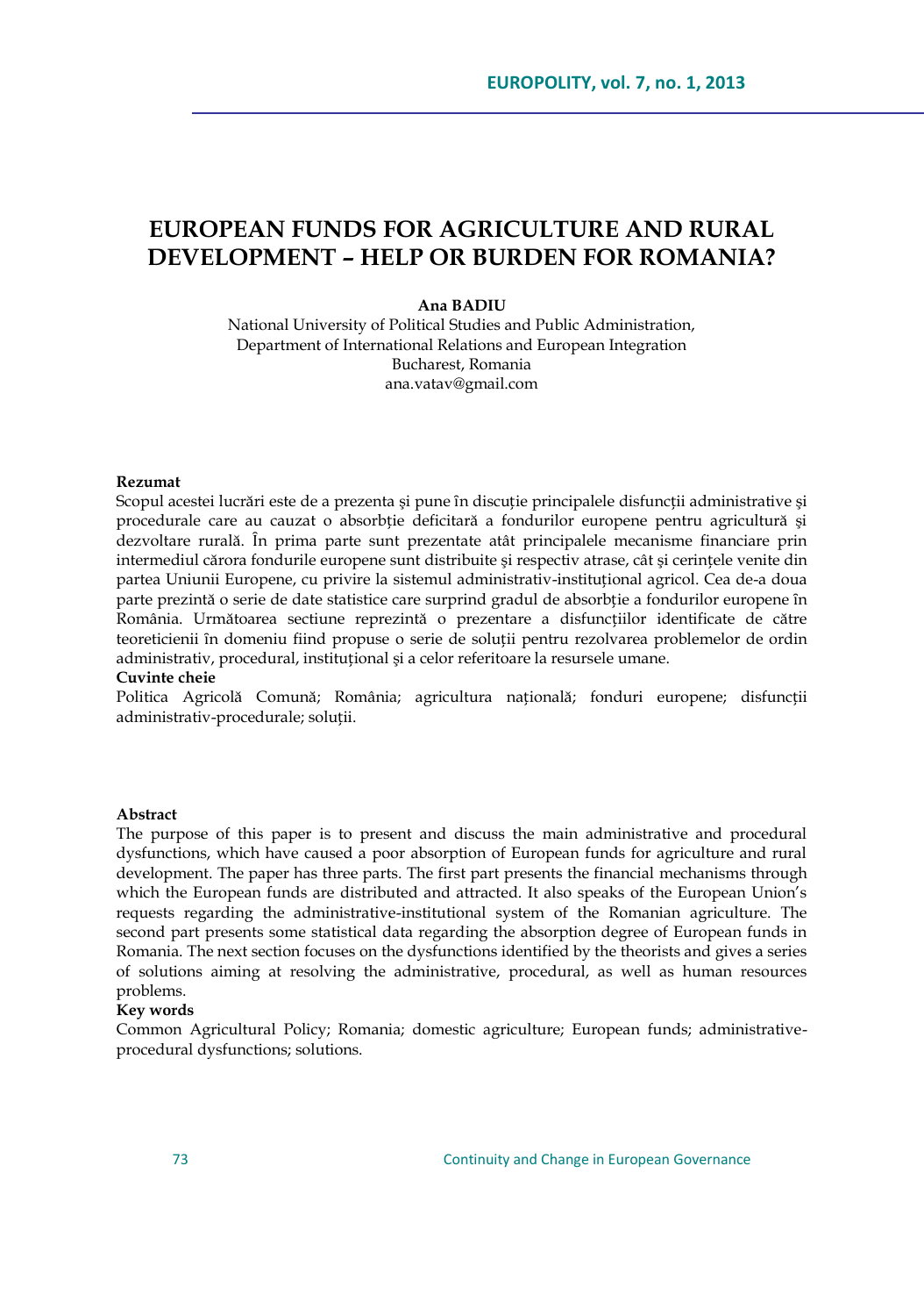# EUROPEAN FUNDS FOR AGRICULTURE AND RURAL DEVELOPMENT – HELP OR BURDEN FOR ROMANIA?

**Ana BADIU**

National University of Political Studies and Public Administration,
Department of International Relations and European Integration
Bucharest, Romania
ana.vatav@gmail.com

**Rezumat**

Scopul acestei lucrări este de a prezenta şi pune în discuţie principalele disfuncţii administrative şi procedurale care au cauzat o absorbţie deficitară a fondurilor europene pentru agricultură şi dezvoltare rurală. În prima parte sunt prezentate atât principalele mecanisme financiare prin intermediul cărora fondurile europene sunt distribuite şi respectiv atrase, cât şi cerinţele venite din partea Uniunii Europene, cu privire la sistemul administrativ-instituţional agricol. Cea de-a doua parte prezintă o serie de date statistice care surprind gradul de absorbţie a fondurilor europene în România. Următoarea sectiune reprezintă o prezentare a disfuncţiilor identificate de către teoreticienii în domeniu fiind propuse o serie de soluţii pentru rezolvarea problemelor de ordin administrativ, procedural, instituţional şi a celor referitoare la resursele umane.

**Cuvinte cheie**

Politica Agricolă Comună; România; agricultura naţională; fonduri europene; disfuncţii administrativ-procedurale; soluţii.

**Abstract**

The purpose of this paper is to present and discuss the main administrative and procedural dysfunctions, which have caused a poor absorption of European funds for agriculture and rural development. The paper has three parts. The first part presents the financial mechanisms through which the European funds are distributed and attracted. It also speaks of the European Union's requests regarding the administrative-institutional system of the Romanian agriculture. The second part presents some statistical data regarding the absorption degree of European funds in Romania. The next section focuses on the dysfunctions identified by the theorists and gives a series of solutions aiming at resolving the administrative, procedural, as well as human resources problems.

**Key words**

Common Agricultural Policy; Romania; domestic agriculture; European funds; administrative-procedural dysfunctions; solutions.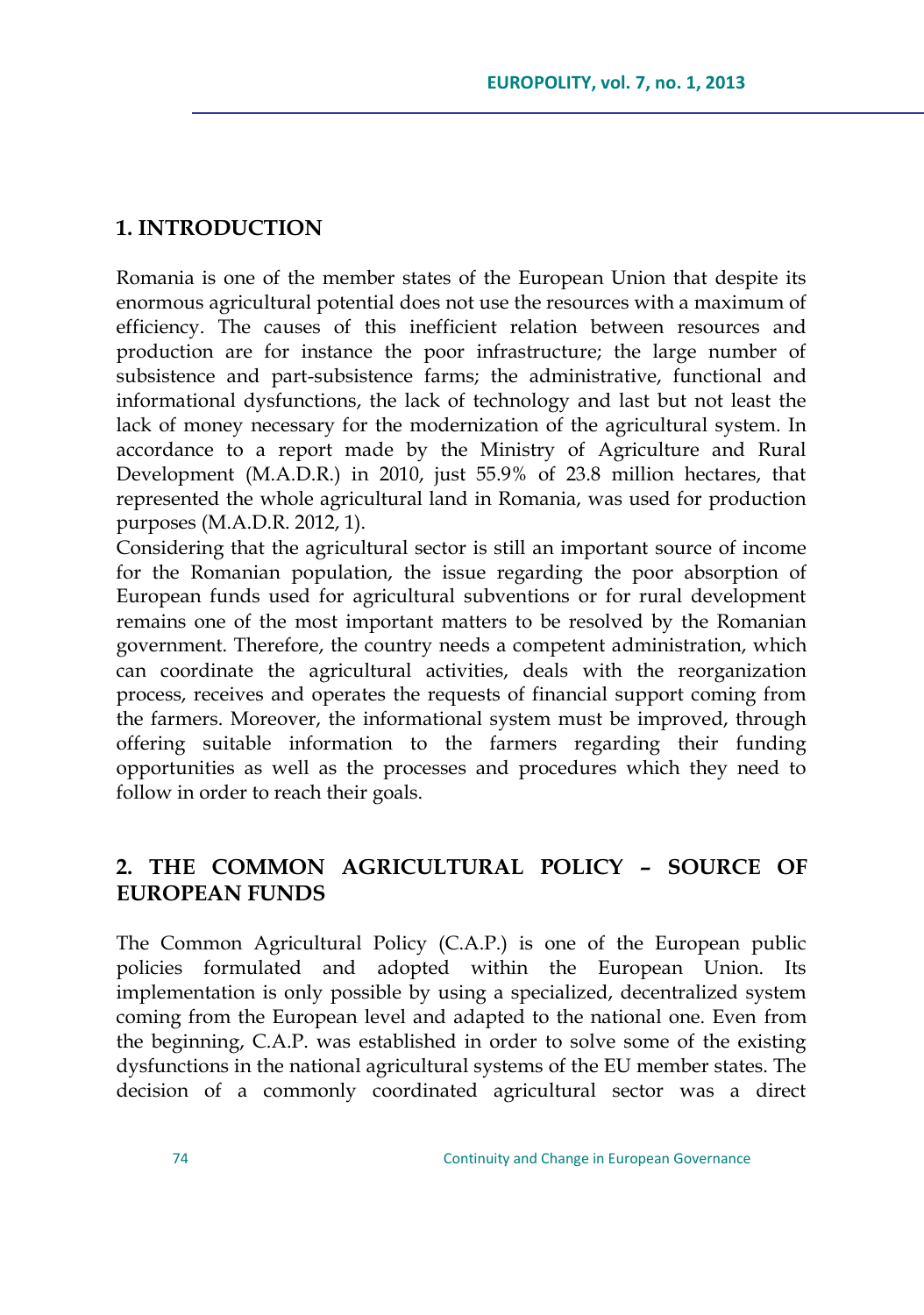## 1. INTRODUCTION

Romania is one of the member states of the European Union that despite its enormous agricultural potential does not use the resources with a maximum of efficiency. The causes of this inefficient relation between resources and production are for instance the poor infrastructure; the large number of subsistence and part-subsistence farms; the administrative, functional and informational dysfunctions, the lack of technology and last but not least the lack of money necessary for the modernization of the agricultural system. In accordance to a report made by the Ministry of Agriculture and Rural Development (M.A.D.R.) in 2010, just 55.9% of 23.8 million hectares, that represented the whole agricultural land in Romania, was used for production purposes (M.A.D.R. 2012, 1).

Considering that the agricultural sector is still an important source of income for the Romanian population, the issue regarding the poor absorption of European funds used for agricultural subventions or for rural development remains one of the most important matters to be resolved by the Romanian government. Therefore, the country needs a competent administration, which can coordinate the agricultural activities, deals with the reorganization process, receives and operates the requests of financial support coming from the farmers. Moreover, the informational system must be improved, through offering suitable information to the farmers regarding their funding opportunities as well as the processes and procedures which they need to follow in order to reach their goals.

## 2. THE COMMON AGRICULTURAL POLICY – SOURCE OF EUROPEAN FUNDS

The Common Agricultural Policy (C.A.P.) is one of the European public policies formulated and adopted within the European Union. Its implementation is only possible by using a specialized, decentralized system coming from the European level and adapted to the national one. Even from the beginning, C.A.P. was established in order to solve some of the existing dysfunctions in the national agricultural systems of the EU member states. The decision of a commonly coordinated agricultural sector was a direct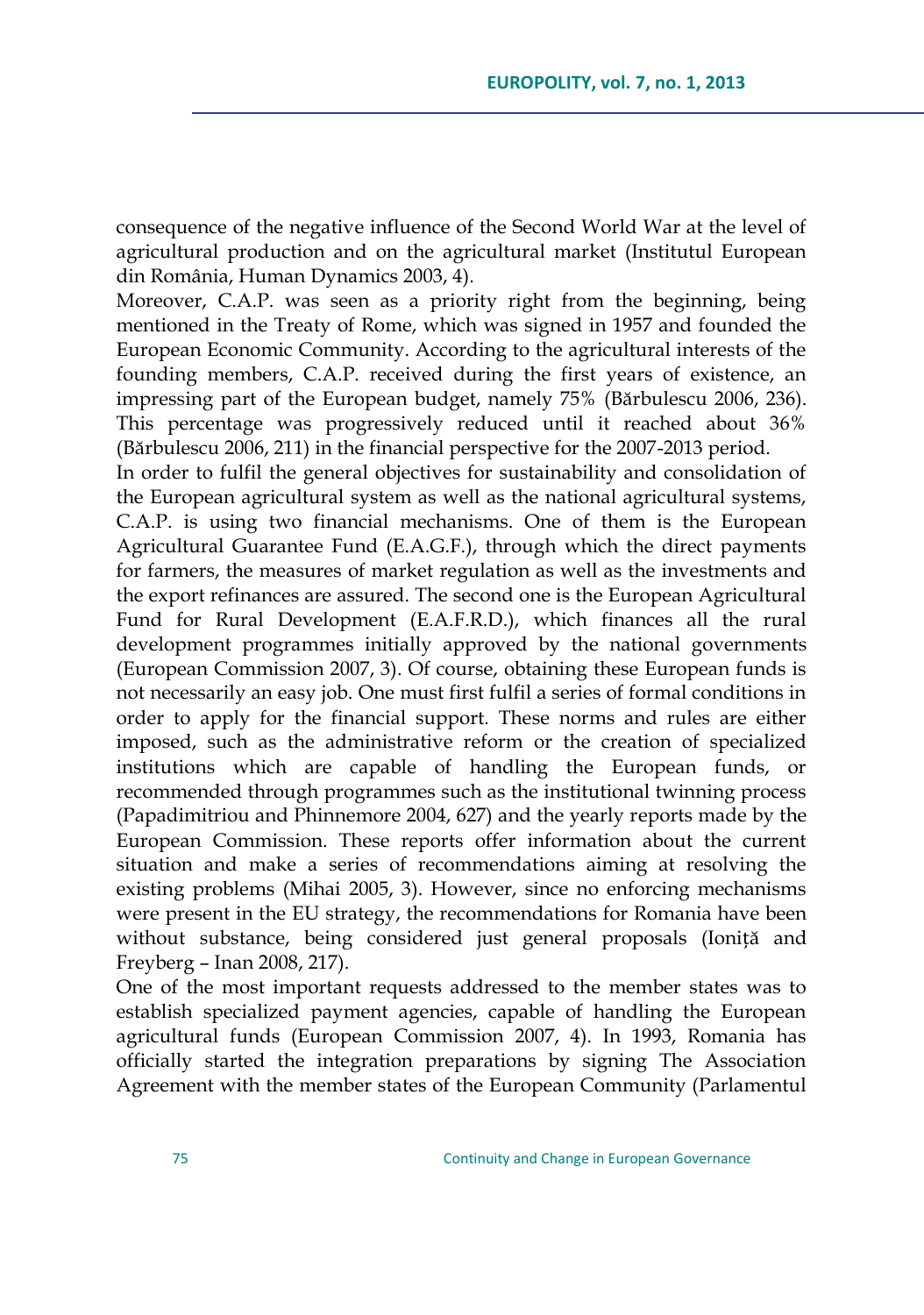consequence of the negative influence of the Second World War at the level of agricultural production and on the agricultural market (Institutul European din România, Human Dynamics 2003, 4).

Moreover, C.A.P. was seen as a priority right from the beginning, being mentioned in the Treaty of Rome, which was signed in 1957 and founded the European Economic Community. According to the agricultural interests of the founding members, C.A.P. received during the first years of existence, an impressing part of the European budget, namely 75% (Bărbulescu 2006, 236). This percentage was progressively reduced until it reached about 36% (Bărbulescu 2006, 211) in the financial perspective for the 2007-2013 period.

In order to fulfil the general objectives for sustainability and consolidation of the European agricultural system as well as the national agricultural systems, C.A.P. is using two financial mechanisms. One of them is the European Agricultural Guarantee Fund (E.A.G.F.), through which the direct payments for farmers, the measures of market regulation as well as the investments and the export refinances are assured. The second one is the European Agricultural Fund for Rural Development (E.A.F.R.D.), which finances all the rural development programmes initially approved by the national governments (European Commission 2007, 3). Of course, obtaining these European funds is not necessarily an easy job. One must first fulfil a series of formal conditions in order to apply for the financial support. These norms and rules are either imposed, such as the administrative reform or the creation of specialized institutions which are capable of handling the European funds, or recommended through programmes such as the institutional twinning process (Papadimitriou and Phinnemore 2004, 627) and the yearly reports made by the European Commission. These reports offer information about the current situation and make a series of recommendations aiming at resolving the existing problems (Mihai 2005, 3). However, since no enforcing mechanisms were present in the EU strategy, the recommendations for Romania have been without substance, being considered just general proposals (Ioniță and Freyberg – Inan 2008, 217).

One of the most important requests addressed to the member states was to establish specialized payment agencies, capable of handling the European agricultural funds (European Commission 2007, 4). In 1993, Romania has officially started the integration preparations by signing The Association Agreement with the member states of the European Community (Parlamentul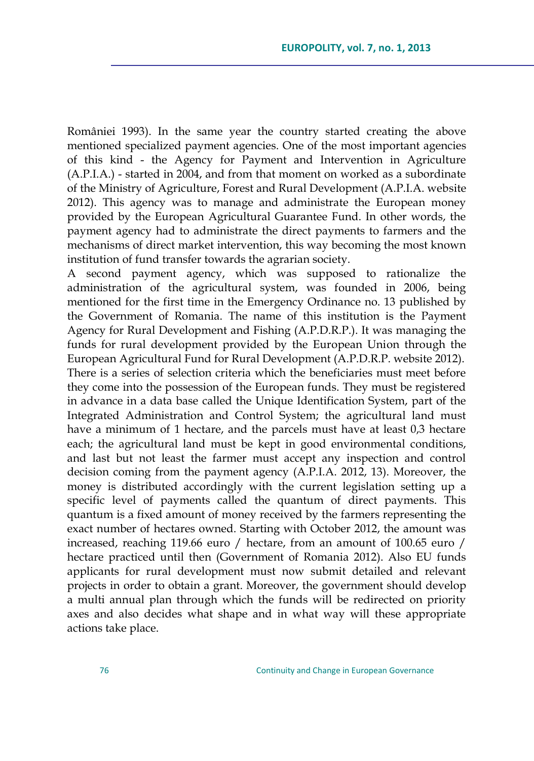României 1993). In the same year the country started creating the above mentioned specialized payment agencies. One of the most important agencies of this kind - the Agency for Payment and Intervention in Agriculture (A.P.I.A.) - started in 2004, and from that moment on worked as a subordinate of the Ministry of Agriculture, Forest and Rural Development (A.P.I.A. website 2012). This agency was to manage and administrate the European money provided by the European Agricultural Guarantee Fund. In other words, the payment agency had to administrate the direct payments to farmers and the mechanisms of direct market intervention, this way becoming the most known institution of fund transfer towards the agrarian society.

A second payment agency, which was supposed to rationalize the administration of the agricultural system, was founded in 2006, being mentioned for the first time in the Emergency Ordinance no. 13 published by the Government of Romania. The name of this institution is the Payment Agency for Rural Development and Fishing (A.P.D.R.P.). It was managing the funds for rural development provided by the European Union through the European Agricultural Fund for Rural Development (A.P.D.R.P. website 2012).

There is a series of selection criteria which the beneficiaries must meet before they come into the possession of the European funds. They must be registered in advance in a data base called the Unique Identification System, part of the Integrated Administration and Control System; the agricultural land must have a minimum of 1 hectare, and the parcels must have at least 0,3 hectare each; the agricultural land must be kept in good environmental conditions, and last but not least the farmer must accept any inspection and control decision coming from the payment agency (A.P.I.A. 2012, 13). Moreover, the money is distributed accordingly with the current legislation setting up a specific level of payments called the quantum of direct payments. This quantum is a fixed amount of money received by the farmers representing the exact number of hectares owned. Starting with October 2012, the amount was increased, reaching 119.66 euro / hectare, from an amount of 100.65 euro / hectare practiced until then (Government of Romania 2012). Also EU funds applicants for rural development must now submit detailed and relevant projects in order to obtain a grant. Moreover, the government should develop a multi annual plan through which the funds will be redirected on priority axes and also decides what shape and in what way will these appropriate actions take place.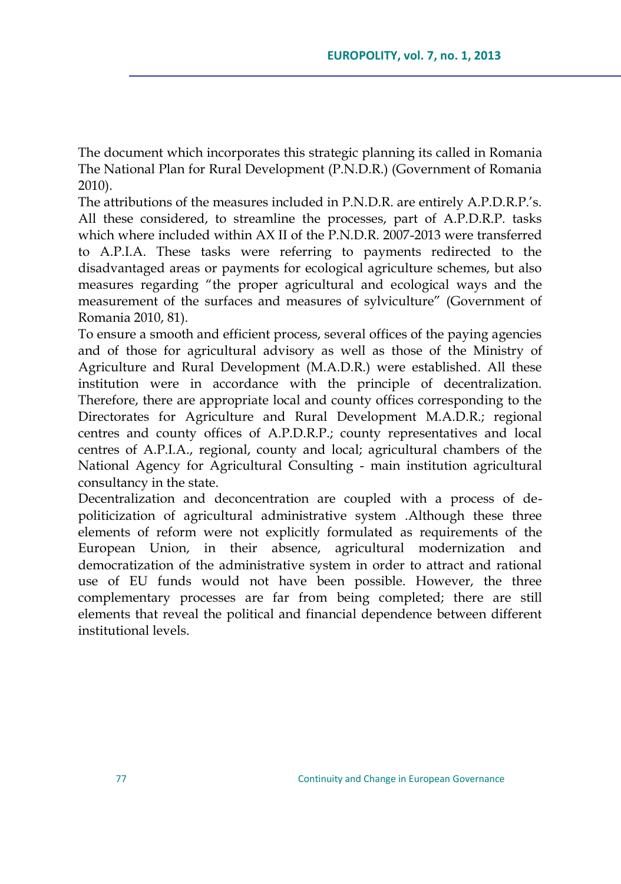The document which incorporates this strategic planning its called in Romania The National Plan for Rural Development (P.N.D.R.) (Government of Romania 2010).

The attributions of the measures included in P.N.D.R. are entirely A.P.D.R.P.'s. All these considered, to streamline the processes, part of A.P.D.R.P. tasks which where included within AX II of the P.N.D.R. 2007-2013 were transferred to A.P.I.A. These tasks were referring to payments redirected to the disadvantaged areas or payments for ecological agriculture schemes, but also measures regarding "the proper agricultural and ecological ways and the measurement of the surfaces and measures of sylviculture" (Government of Romania 2010, 81).

To ensure a smooth and efficient process, several offices of the paying agencies and of those for agricultural advisory as well as those of the Ministry of Agriculture and Rural Development (M.A.D.R.) were established. All these institution were in accordance with the principle of decentralization. Therefore, there are appropriate local and county offices corresponding to the Directorates for Agriculture and Rural Development M.A.D.R.; regional centres and county offices of A.P.D.R.P.; county representatives and local centres of A.P.I.A., regional, county and local; agricultural chambers of the National Agency for Agricultural Consulting - main institution agricultural consultancy in the state.

Decentralization and deconcentration are coupled with a process of depoliticization of agricultural administrative system .Although these three elements of reform were not explicitly formulated as requirements of the European Union, in their absence, agricultural modernization and democratization of the administrative system in order to attract and rational use of EU funds would not have been possible. However, the three complementary processes are far from being completed; there are still elements that reveal the political and financial dependence between different institutional levels.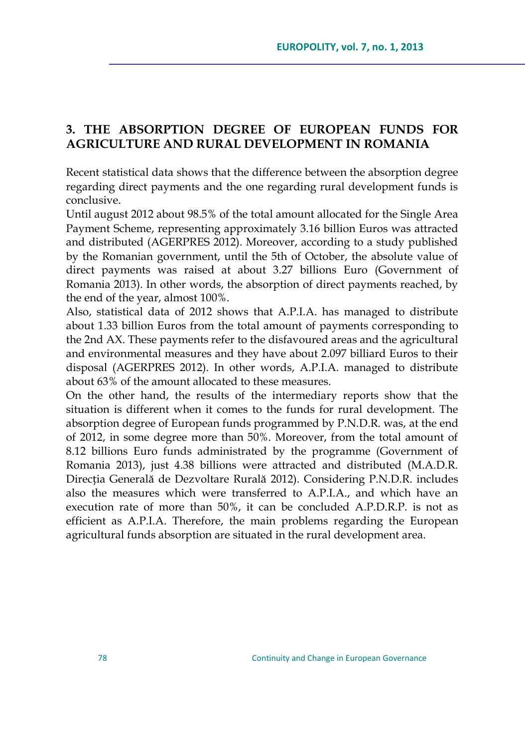## 3. THE ABSORPTION DEGREE OF EUROPEAN FUNDS FOR AGRICULTURE AND RURAL DEVELOPMENT IN ROMANIA

Recent statistical data shows that the difference between the absorption degree regarding direct payments and the one regarding rural development funds is conclusive.

Until august 2012 about 98.5% of the total amount allocated for the Single Area Payment Scheme, representing approximately 3.16 billion Euros was attracted and distributed (AGERPRES 2012). Moreover, according to a study published by the Romanian government, until the 5th of October, the absolute value of direct payments was raised at about 3.27 billions Euro (Government of Romania 2013). In other words, the absorption of direct payments reached, by the end of the year, almost 100%.

Also, statistical data of 2012 shows that A.P.I.A. has managed to distribute about 1.33 billion Euros from the total amount of payments corresponding to the 2nd AX. These payments refer to the disfavoured areas and the agricultural and environmental measures and they have about 2.097 billiard Euros to their disposal (AGERPRES 2012). In other words, A.P.I.A. managed to distribute about 63% of the amount allocated to these measures.

On the other hand, the results of the intermediary reports show that the situation is different when it comes to the funds for rural development. The absorption degree of European funds programmed by P.N.D.R. was, at the end of 2012, in some degree more than 50%. Moreover, from the total amount of 8.12 billions Euro funds administrated by the programme (Government of Romania 2013), just 4.38 billions were attracted and distributed (M.A.D.R. Direcția Generală de Dezvoltare Rurală 2012). Considering P.N.D.R. includes also the measures which were transferred to A.P.I.A., and which have an execution rate of more than 50%, it can be concluded A.P.D.R.P. is not as efficient as A.P.I.A. Therefore, the main problems regarding the European agricultural funds absorption are situated in the rural development area.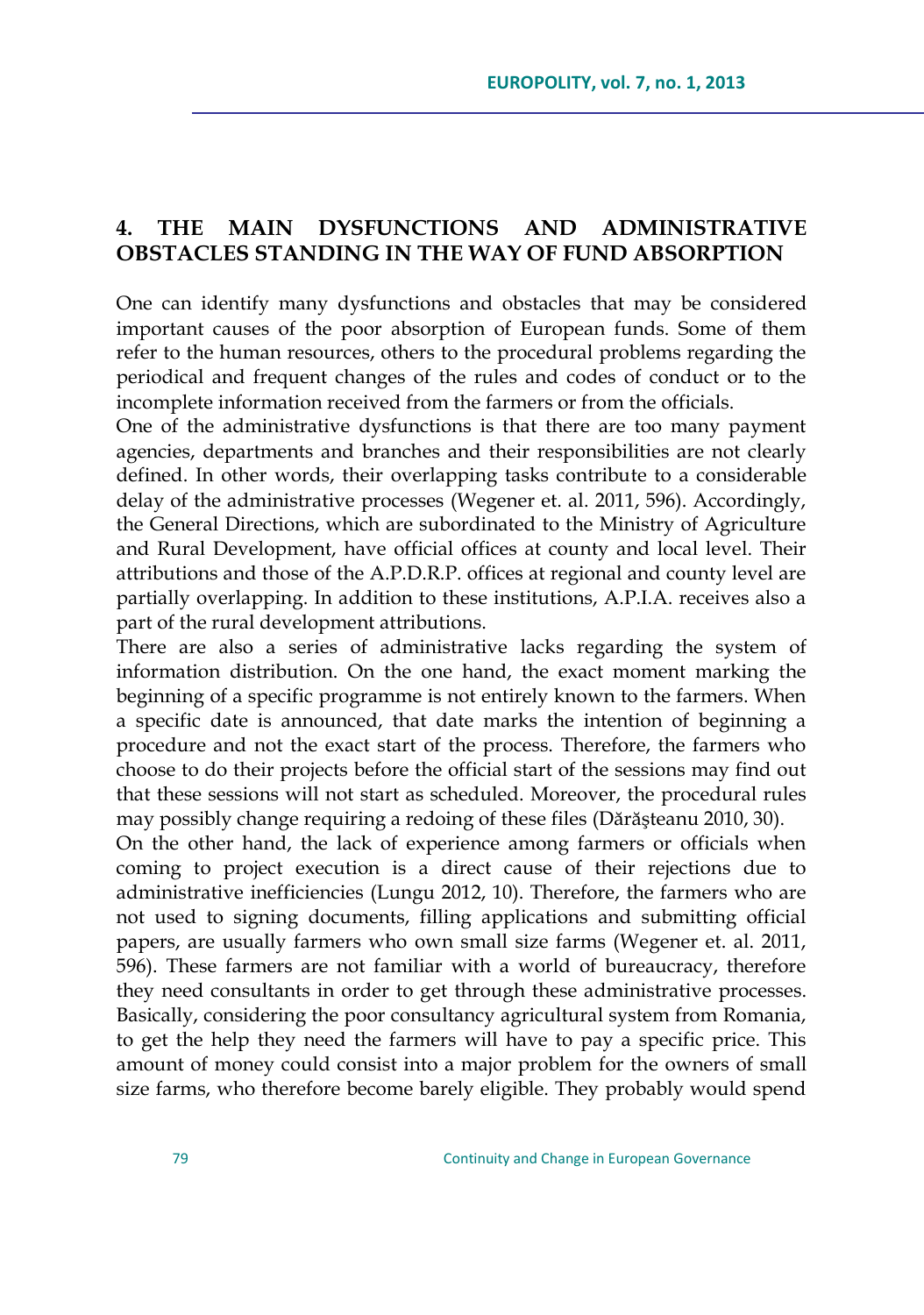## 4. THE MAIN DYSFUNCTIONS AND ADMINISTRATIVE OBSTACLES STANDING IN THE WAY OF FUND ABSORPTION

One can identify many dysfunctions and obstacles that may be considered important causes of the poor absorption of European funds. Some of them refer to the human resources, others to the procedural problems regarding the periodical and frequent changes of the rules and codes of conduct or to the incomplete information received from the farmers or from the officials.

One of the administrative dysfunctions is that there are too many payment agencies, departments and branches and their responsibilities are not clearly defined. In other words, their overlapping tasks contribute to a considerable delay of the administrative processes (Wegener et. al. 2011, 596). Accordingly, the General Directions, which are subordinated to the Ministry of Agriculture and Rural Development, have official offices at county and local level. Their attributions and those of the A.P.D.R.P. offices at regional and county level are partially overlapping. In addition to these institutions, A.P.I.A. receives also a part of the rural development attributions.

There are also a series of administrative lacks regarding the system of information distribution. On the one hand, the exact moment marking the beginning of a specific programme is not entirely known to the farmers. When a specific date is announced, that date marks the intention of beginning a procedure and not the exact start of the process. Therefore, the farmers who choose to do their projects before the official start of the sessions may find out that these sessions will not start as scheduled. Moreover, the procedural rules may possibly change requiring a redoing of these files (Dărăşteanu 2010, 30).

On the other hand, the lack of experience among farmers or officials when coming to project execution is a direct cause of their rejections due to administrative inefficiencies (Lungu 2012, 10). Therefore, the farmers who are not used to signing documents, filling applications and submitting official papers, are usually farmers who own small size farms (Wegener et. al. 2011, 596). These farmers are not familiar with a world of bureaucracy, therefore they need consultants in order to get through these administrative processes. Basically, considering the poor consultancy agricultural system from Romania, to get the help they need the farmers will have to pay a specific price. This amount of money could consist into a major problem for the owners of small size farms, who therefore become barely eligible. They probably would spend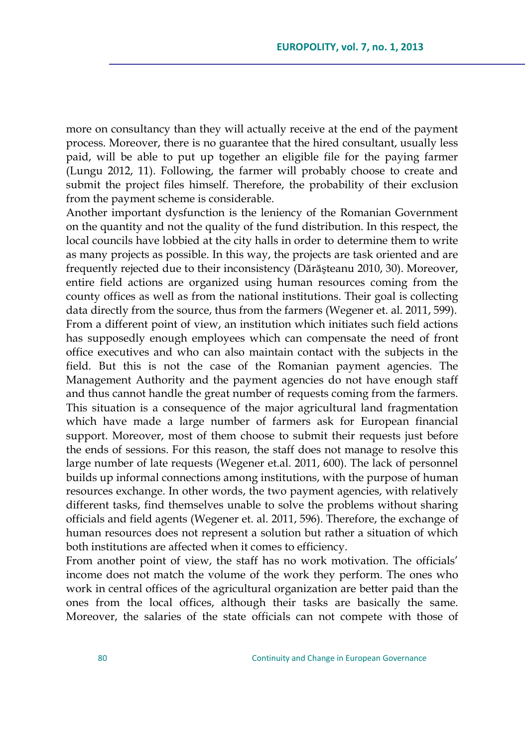more on consultancy than they will actually receive at the end of the payment process. Moreover, there is no guarantee that the hired consultant, usually less paid, will be able to put up together an eligible file for the paying farmer (Lungu 2012, 11). Following, the farmer will probably choose to create and submit the project files himself. Therefore, the probability of their exclusion from the payment scheme is considerable.

Another important dysfunction is the leniency of the Romanian Government on the quantity and not the quality of the fund distribution. In this respect, the local councils have lobbied at the city halls in order to determine them to write as many projects as possible. In this way, the projects are task oriented and are frequently rejected due to their inconsistency (Dărăşteanu 2010, 30). Moreover, entire field actions are organized using human resources coming from the county offices as well as from the national institutions. Their goal is collecting data directly from the source, thus from the farmers (Wegener et. al. 2011, 599). From a different point of view, an institution which initiates such field actions has supposedly enough employees which can compensate the need of front office executives and who can also maintain contact with the subjects in the field. But this is not the case of the Romanian payment agencies. The Management Authority and the payment agencies do not have enough staff and thus cannot handle the great number of requests coming from the farmers. This situation is a consequence of the major agricultural land fragmentation which have made a large number of farmers ask for European financial support. Moreover, most of them choose to submit their requests just before the ends of sessions. For this reason, the staff does not manage to resolve this large number of late requests (Wegener et.al. 2011, 600). The lack of personnel builds up informal connections among institutions, with the purpose of human resources exchange. In other words, the two payment agencies, with relatively different tasks, find themselves unable to solve the problems without sharing officials and field agents (Wegener et. al. 2011, 596). Therefore, the exchange of human resources does not represent a solution but rather a situation of which both institutions are affected when it comes to efficiency.

From another point of view, the staff has no work motivation. The officials' income does not match the volume of the work they perform. The ones who work in central offices of the agricultural organization are better paid than the ones from the local offices, although their tasks are basically the same. Moreover, the salaries of the state officials can not compete with those of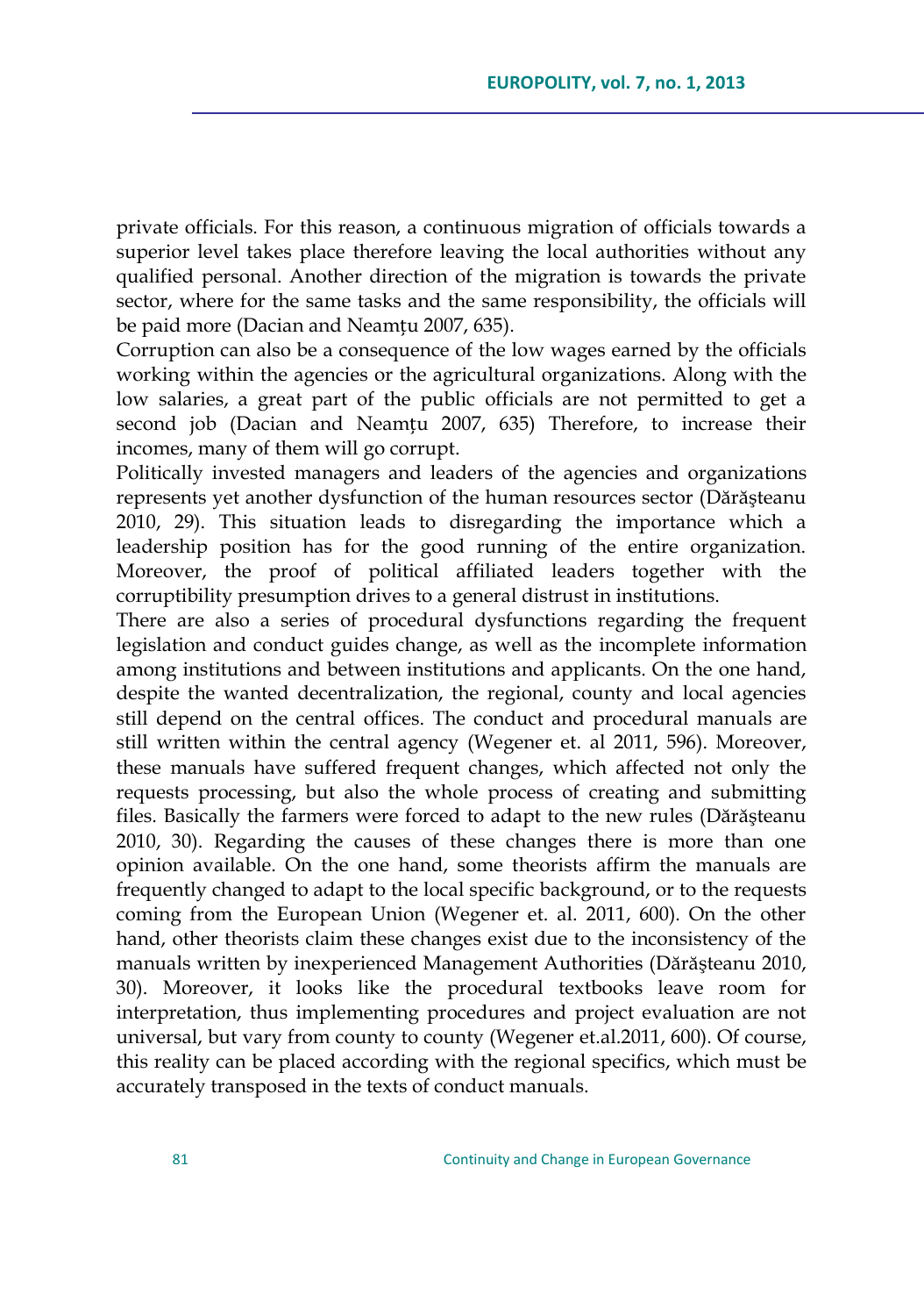private officials. For this reason, a continuous migration of officials towards a superior level takes place therefore leaving the local authorities without any qualified personal. Another direction of the migration is towards the private sector, where for the same tasks and the same responsibility, the officials will be paid more (Dacian and Neamțu 2007, 635).

Corruption can also be a consequence of the low wages earned by the officials working within the agencies or the agricultural organizations. Along with the low salaries, a great part of the public officials are not permitted to get a second job (Dacian and Neamțu 2007, 635) Therefore, to increase their incomes, many of them will go corrupt.

Politically invested managers and leaders of the agencies and organizations represents yet another dysfunction of the human resources sector (Dărăşteanu 2010, 29). This situation leads to disregarding the importance which a leadership position has for the good running of the entire organization. Moreover, the proof of political affiliated leaders together with the corruptibility presumption drives to a general distrust in institutions.

There are also a series of procedural dysfunctions regarding the frequent legislation and conduct guides change, as well as the incomplete information among institutions and between institutions and applicants. On the one hand, despite the wanted decentralization, the regional, county and local agencies still depend on the central offices. The conduct and procedural manuals are still written within the central agency (Wegener et. al 2011, 596). Moreover, these manuals have suffered frequent changes, which affected not only the requests processing, but also the whole process of creating and submitting files. Basically the farmers were forced to adapt to the new rules (Dărăşteanu 2010, 30). Regarding the causes of these changes there is more than one opinion available. On the one hand, some theorists affirm the manuals are frequently changed to adapt to the local specific background, or to the requests coming from the European Union (Wegener et. al. 2011, 600). On the other hand, other theorists claim these changes exist due to the inconsistency of the manuals written by inexperienced Management Authorities (Dărăşteanu 2010, 30). Moreover, it looks like the procedural textbooks leave room for interpretation, thus implementing procedures and project evaluation are not universal, but vary from county to county (Wegener et.al.2011, 600). Of course, this reality can be placed according with the regional specifics, which must be accurately transposed in the texts of conduct manuals.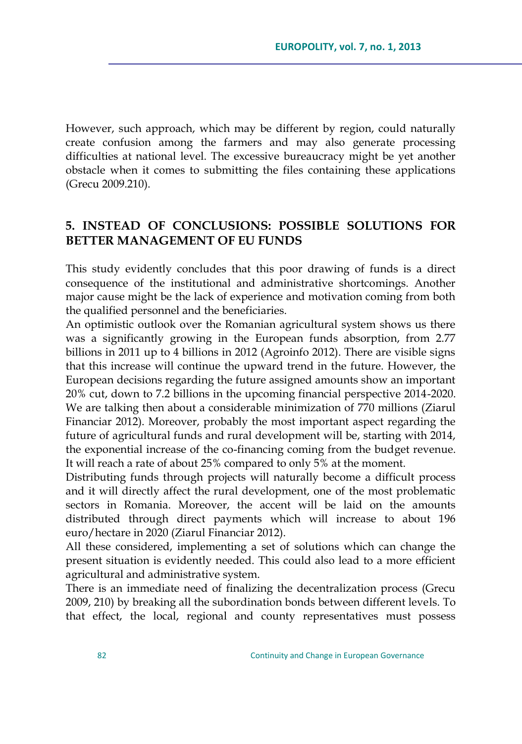However, such approach, which may be different by region, could naturally create confusion among the farmers and may also generate processing difficulties at national level. The excessive bureaucracy might be yet another obstacle when it comes to submitting the files containing these applications (Grecu 2009.210).

## 5. INSTEAD OF CONCLUSIONS: POSSIBLE SOLUTIONS FOR BETTER MANAGEMENT OF EU FUNDS

This study evidently concludes that this poor drawing of funds is a direct consequence of the institutional and administrative shortcomings. Another major cause might be the lack of experience and motivation coming from both the qualified personnel and the beneficiaries.

An optimistic outlook over the Romanian agricultural system shows us there was a significantly growing in the European funds absorption, from 2.77 billions in 2011 up to 4 billions in 2012 (Agroinfo 2012). There are visible signs that this increase will continue the upward trend in the future. However, the European decisions regarding the future assigned amounts show an important 20% cut, down to 7.2 billions in the upcoming financial perspective 2014-2020. We are talking then about a considerable minimization of 770 millions (Ziarul Financiar 2012). Moreover, probably the most important aspect regarding the future of agricultural funds and rural development will be, starting with 2014, the exponential increase of the co-financing coming from the budget revenue. It will reach a rate of about 25% compared to only 5% at the moment.

Distributing funds through projects will naturally become a difficult process and it will directly affect the rural development, one of the most problematic sectors in Romania. Moreover, the accent will be laid on the amounts distributed through direct payments which will increase to about 196 euro/hectare in 2020 (Ziarul Financiar 2012).

All these considered, implementing a set of solutions which can change the present situation is evidently needed. This could also lead to a more efficient agricultural and administrative system.

There is an immediate need of finalizing the decentralization process (Grecu 2009, 210) by breaking all the subordination bonds between different levels. To that effect, the local, regional and county representatives must possess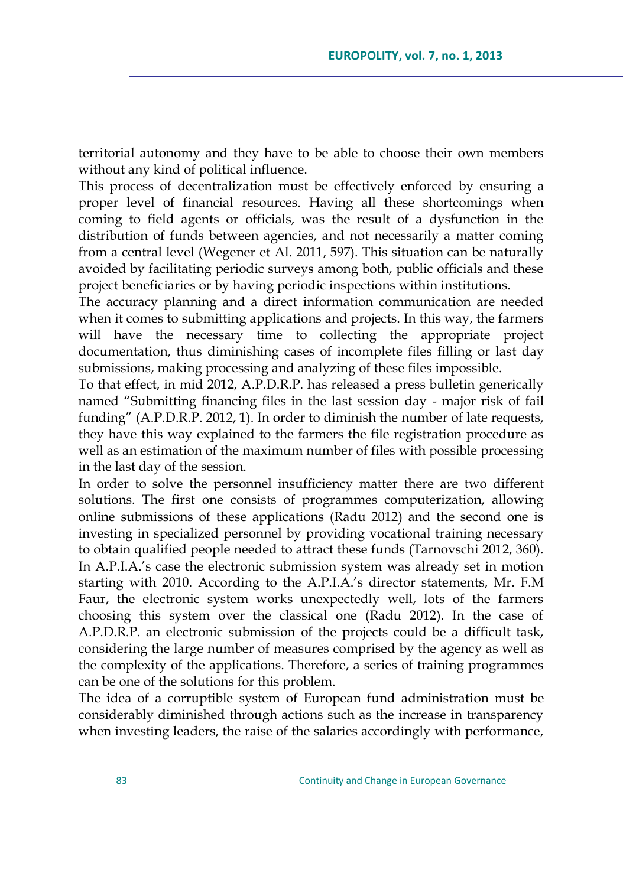territorial autonomy and they have to be able to choose their own members without any kind of political influence.

This process of decentralization must be effectively enforced by ensuring a proper level of financial resources. Having all these shortcomings when coming to field agents or officials, was the result of a dysfunction in the distribution of funds between agencies, and not necessarily a matter coming from a central level (Wegener et Al. 2011, 597). This situation can be naturally avoided by facilitating periodic surveys among both, public officials and these project beneficiaries or by having periodic inspections within institutions.

The accuracy planning and a direct information communication are needed when it comes to submitting applications and projects. In this way, the farmers will have the necessary time to collecting the appropriate project documentation, thus diminishing cases of incomplete files filling or last day submissions, making processing and analyzing of these files impossible.

To that effect, in mid 2012, A.P.D.R.P. has released a press bulletin generically named "Submitting financing files in the last session day - major risk of fail funding" (A.P.D.R.P. 2012, 1). In order to diminish the number of late requests, they have this way explained to the farmers the file registration procedure as well as an estimation of the maximum number of files with possible processing in the last day of the session.

In order to solve the personnel insufficiency matter there are two different solutions. The first one consists of programmes computerization, allowing online submissions of these applications (Radu 2012) and the second one is investing in specialized personnel by providing vocational training necessary to obtain qualified people needed to attract these funds (Tarnovschi 2012, 360). In A.P.I.A.'s case the electronic submission system was already set in motion starting with 2010. According to the A.P.I.A.'s director statements, Mr. F.M Faur, the electronic system works unexpectedly well, lots of the farmers choosing this system over the classical one (Radu 2012). In the case of A.P.D.R.P. an electronic submission of the projects could be a difficult task, considering the large number of measures comprised by the agency as well as the complexity of the applications. Therefore, a series of training programmes can be one of the solutions for this problem.

The idea of a corruptible system of European fund administration must be considerably diminished through actions such as the increase in transparency when investing leaders, the raise of the salaries accordingly with performance,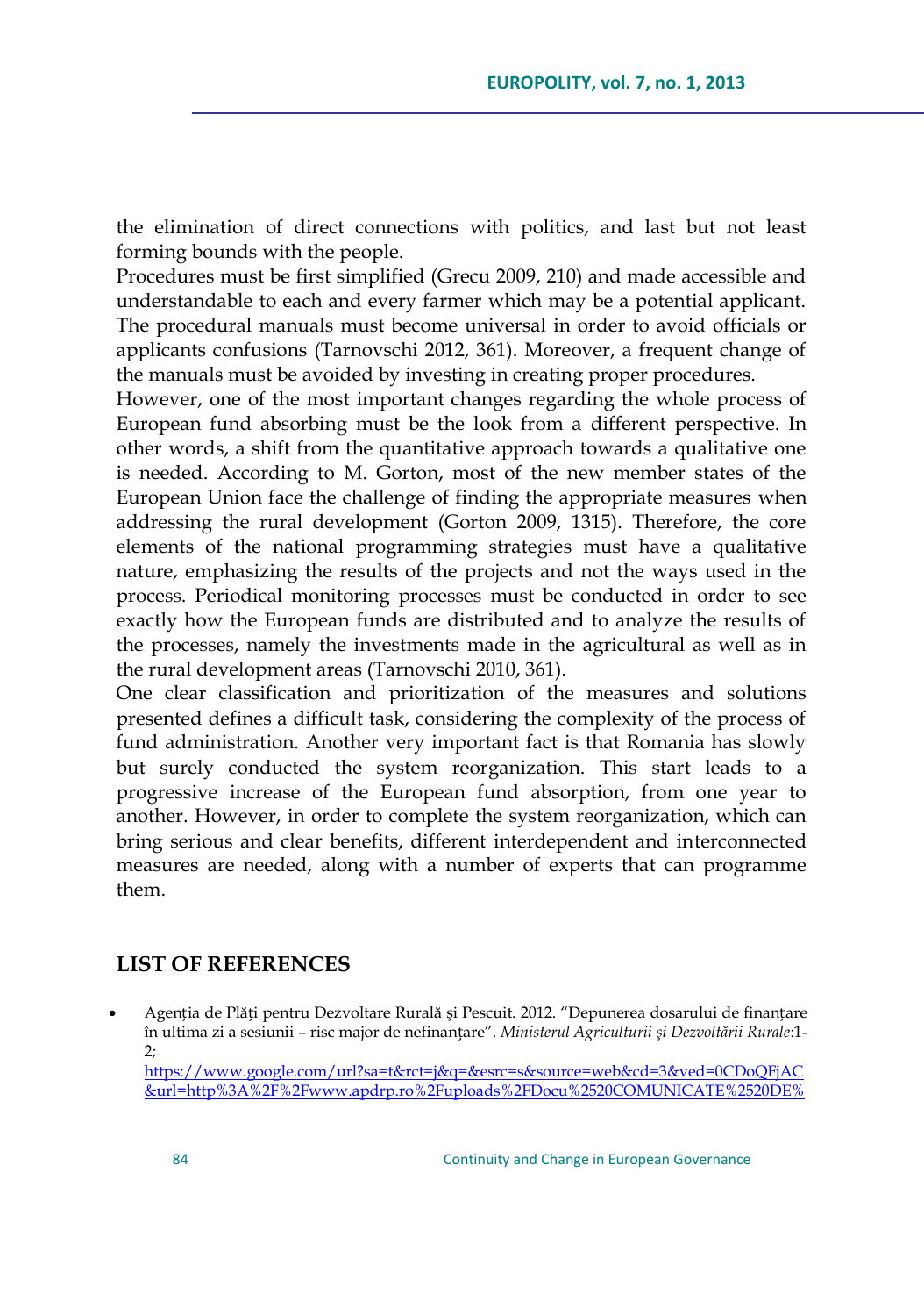the elimination of direct connections with politics, and last but not least forming bounds with the people.

Procedures must be first simplified (Grecu 2009, 210) and made accessible and understandable to each and every farmer which may be a potential applicant. The procedural manuals must become universal in order to avoid officials or applicants confusions (Tarnovschi 2012, 361). Moreover, a frequent change of the manuals must be avoided by investing in creating proper procedures.

However, one of the most important changes regarding the whole process of European fund absorbing must be the look from a different perspective. In other words, a shift from the quantitative approach towards a qualitative one is needed. According to M. Gorton, most of the new member states of the European Union face the challenge of finding the appropriate measures when addressing the rural development (Gorton 2009, 1315). Therefore, the core elements of the national programming strategies must have a qualitative nature, emphasizing the results of the projects and not the ways used in the process. Periodical monitoring processes must be conducted in order to see exactly how the European funds are distributed and to analyze the results of the processes, namely the investments made in the agricultural as well as in the rural development areas (Tarnovschi 2010, 361).

One clear classification and prioritization of the measures and solutions presented defines a difficult task, considering the complexity of the process of fund administration. Another very important fact is that Romania has slowly but surely conducted the system reorganization. This start leads to a progressive increase of the European fund absorption, from one year to another. However, in order to complete the system reorganization, which can bring serious and clear benefits, different interdependent and interconnected measures are needed, along with a number of experts that can programme them.

## LIST OF REFERENCES

- Agenția de Plăți pentru Dezvoltare Rurală și Pescuit. 2012. "Depunerea dosarului de finanțare în ultima zi a sesiunii – risc major de nefinanțare". *Ministerul Agriculturii și Dezvoltării Rurale*:1-2;
  https://www.google.com/url?sa=t&rct=j&q=&esrc=s&source=web&cd=3&ved=0CDoQFjAC&url=http%3A%2F%2Fwww.apdrp.ro%2Fuploads%2FDocu%2520COMUNICATE%2520DE%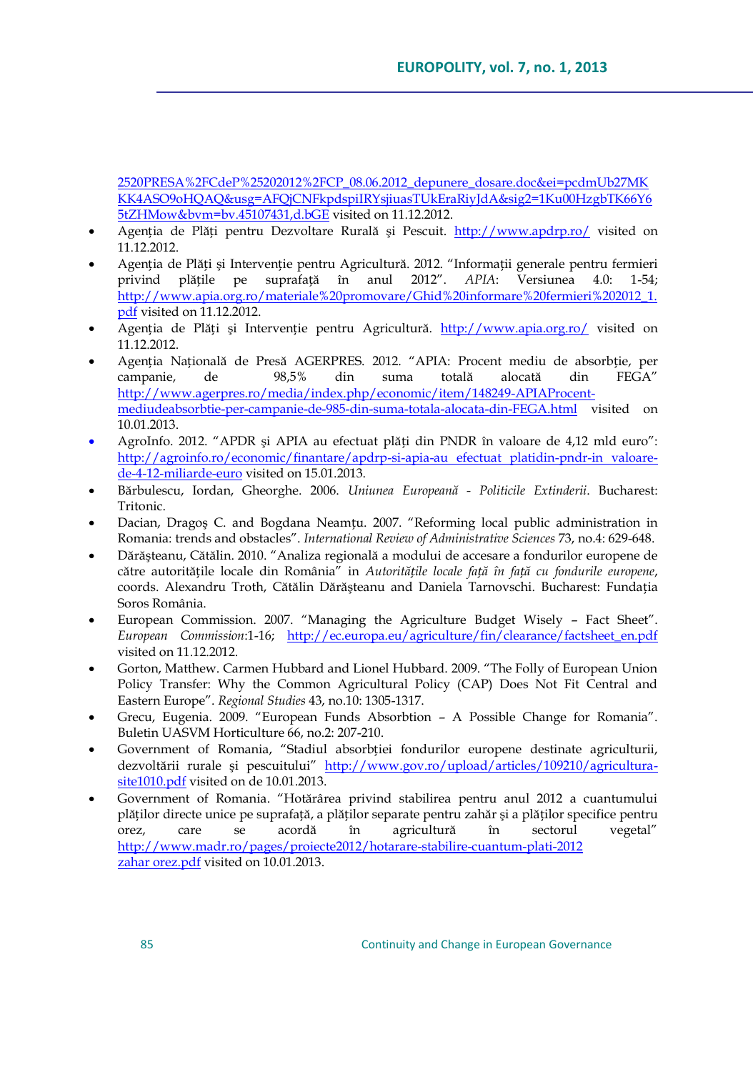2520PRESA%2FCdeP%25202012%2FCP_08.06.2012_depunere_dosare.doc&ei=pcdmUb27MKKK4ASO9oHQAQ&usg=AFQjCNFkpdspiIRYsjiuasTUkEraRiyJdA&sig2=1Ku00HzgbTK66Y65tZHMow&bvm=bv.45107431,d.bGE visited on 11.12.2012.

- Agenția de Plăți pentru Dezvoltare Rurală și Pescuit. http://www.apdrp.ro/ visited on 11.12.2012.
- Agenția de Plăți și Intervenție pentru Agricultură. 2012. "Informații generale pentru fermieri privind plățile pe suprafață în anul 2012". *APIA*: Versiunea 4.0: 1-54; http://www.apia.org.ro/materiale%20promovare/Ghid%20informare%20fermieri%202012_1.pdf visited on 11.12.2012.
- Agenția de Plăți și Intervenție pentru Agricultură. http://www.apia.org.ro/ visited on 11.12.2012.
- Agenția Națională de Presă AGERPRES. 2012. "APIA: Procent mediu de absorbție, per campanie, de 98,5% din suma totală alocată din FEGA" http://www.agerpres.ro/media/index.php/economic/item/148249-APIAProcent-mediudeabsortbie-per-campanie-de-985-din-suma-totala-alocata-din-FEGA.html visited on 10.01.2013.
- AgroInfo. 2012. "APDR și APIA au efectuat plăți din PNDR în valoare de 4,12 mld euro": http://agroinfo.ro/economic/finantare/apdrp-si-apia-au_efectuat_platidin-pndr-in_valoare-de-4-12-miliarde-euro visited on 15.01.2013.
- Bărbulescu, Iordan, Gheorghe. 2006. *Uniunea Europeană - Politicile Extinderii*. Bucharest: Tritonic.
- Dacian, Dragoș C. and Bogdana Neamțu. 2007. "Reforming local public administration in Romania: trends and obstacles". *International Review of Administrative Sciences* 73, no.4: 629-648.
- Dărășteanu, Cătălin. 2010. "Analiza regională a modului de accesare a fondurilor europene de către autoritățile locale din România" in *Autoritățile locale față în față cu fondurile europene*, coords. Alexandru Troth, Cătălin Dărășteanu and Daniela Tarnovschi. Bucharest: Fundația Soros România.
- European Commission. 2007. "Managing the Agriculture Budget Wisely – Fact Sheet". *European Commission*:1-16; http://ec.europa.eu/agriculture/fin/clearance/factsheet_en.pdf visited on 11.12.2012.
- Gorton, Matthew. Carmen Hubbard and Lionel Hubbard. 2009. "The Folly of European Union Policy Transfer: Why the Common Agricultural Policy (CAP) Does Not Fit Central and Eastern Europe". *Regional Studies* 43, no.10: 1305-1317.
- Grecu, Eugenia. 2009. "European Funds Absorbtion – A Possible Change for Romania". Buletin UASVM Horticulture 66, no.2: 207-210.
- Government of Romania, "Stadiul absorbției fondurilor europene destinate agriculturii, dezvoltării rurale și pescuitului" http://www.gov.ro/upload/articles/109210/agricultura-site1010.pdf visited on de 10.01.2013.
- Government of Romania. "Hotărârea privind stabilirea pentru anul 2012 a cuantumului plăților directe unice pe suprafață, a plăților separate pentru zahăr și a plăților specifice pentru orez, care se acordă în agricultură în sectorul vegetal" http://www.madr.ro/pages/proiecte2012/hotarare-stabilire-cuantum-plati-2012 zahar orez.pdf visited on 10.01.2013.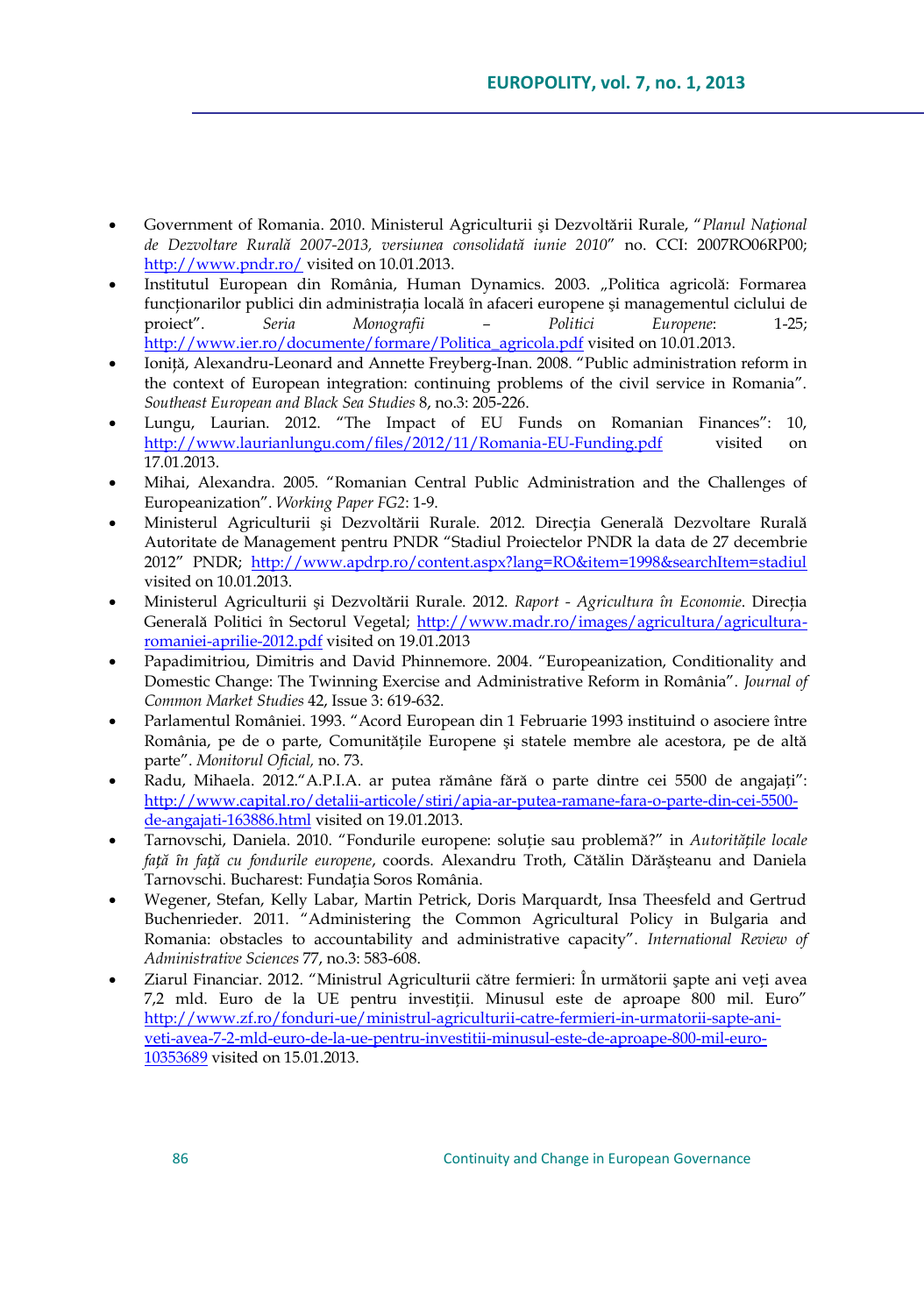- Government of Romania. 2010. Ministerul Agriculturii şi Dezvoltării Rurale, "*Planul Naţional de Dezvoltare Rurală 2007-2013, versiunea consolidată iunie 2010*" no. CCI: 2007RO06RP00; http://www.pndr.ro/ visited on 10.01.2013.
- Institutul European din România, Human Dynamics. 2003. „Politica agricolă: Formarea funcţionarilor publici din administraţia locală în afaceri europene şi managementul ciclului de proiect". *Seria Monografii – Politici Europene*: 1-25; http://www.ier.ro/documente/formare/Politica_agricola.pdf visited on 10.01.2013.
- Ioniţă, Alexandru-Leonard and Annette Freyberg-Inan. 2008. "Public administration reform in the context of European integration: continuing problems of the civil service in Romania". *Southeast European and Black Sea Studies* 8, no.3: 205-226.
- Lungu, Laurian. 2012. "The Impact of EU Funds on Romanian Finances": 10, http://www.laurianlungu.com/files/2012/11/Romania-EU-Funding.pdf visited on 17.01.2013.
- Mihai, Alexandra. 2005. "Romanian Central Public Administration and the Challenges of Europeanization". *Working Paper FG2*: 1-9.
- Ministerul Agriculturii şi Dezvoltării Rurale. 2012. Direcţia Generală Dezvoltare Rurală Autoritate de Management pentru PNDR "Stadiul Proiectelor PNDR la data de 27 decembrie 2012" PNDR; http://www.apdrp.ro/content.aspx?lang=RO&item=1998&searchItem=stadiul visited on 10.01.2013.
- Ministerul Agriculturii şi Dezvoltării Rurale. 2012. *Raport - Agricultura în Economie*. Direcţia Generală Politici în Sectorul Vegetal; http://www.madr.ro/images/agricultura/agricultura-romaniei-aprilie-2012.pdf visited on 19.01.2013
- Papadimitriou, Dimitris and David Phinnemore. 2004. "Europeanization, Conditionality and Domestic Change: The Twinning Exercise and Administrative Reform in România". *Journal of Common Market Studies* 42, Issue 3: 619-632.
- Parlamentul României. 1993. "Acord European din 1 Februarie 1993 instituind o asociere între România, pe de o parte, Comunităţile Europene şi statele membre ale acestora, pe de altă parte". *Monitorul Oficial,* no. 73.
- Radu, Mihaela. 2012."A.P.I.A. ar putea rămâne fără o parte dintre cei 5500 de angajaţi": http://www.capital.ro/detalii-articole/stiri/apia-ar-putea-ramane-fara-o-parte-din-cei-5500-de-angajati-163886.html visited on 19.01.2013.
- Tarnovschi, Daniela. 2010. "Fondurile europene: soluţie sau problemă?" in *Autorităţile locale faţă în faţă cu fondurile europene*, coords. Alexandru Troth, Cătălin Dărăşteanu and Daniela Tarnovschi. Bucharest: Fundaţia Soros România.
- Wegener, Stefan, Kelly Labar, Martin Petrick, Doris Marquardt, Insa Theesfeld and Gertrud Buchenrieder. 2011. "Administering the Common Agricultural Policy in Bulgaria and Romania: obstacles to accountability and administrative capacity". *International Review of Administrative Sciences* 77, no.3: 583-608.
- Ziarul Financiar. 2012. "Ministrul Agriculturii către fermieri: În următorii şapte ani veţi avea 7,2 mld. Euro de la UE pentru investiţii. Minusul este de aproape 800 mil. Euro" http://www.zf.ro/fonduri-ue/ministrul-agriculturii-catre-fermieri-in-urmatorii-sapte-ani-veti-avea-7-2-mld-euro-de-la-ue-pentru-investitii-minusul-este-de-aproape-800-mil-euro-10353689 visited on 15.01.2013.